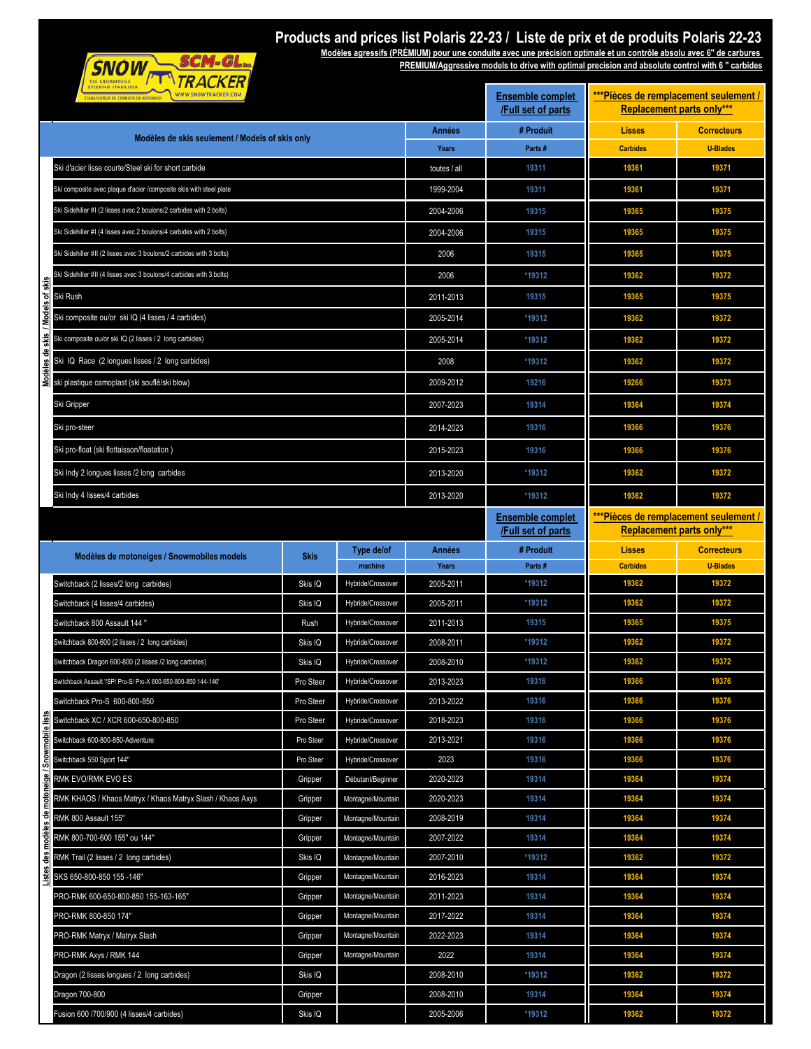# Products and prices list Polaris 22-23 / Liste de prix et de produits Polaris 22-23

**Modèles agressifs (PRÉMIUM) pour une conduite avec une précision optimale et un contrôle absolu avec 6" de carbures**

**PREMIUM/Aggressive models to drive with optimal precision and absolute control with 6 " carbides**

| Modèles de skis seulement / Models of skis only | Années / Years | Ensemble complet /Full set of parts — # Produit / Parts # | ***Pièces de remplacement seulement / Replacement parts only*** — Lisses / Carbides | Correcteurs / U-Blades |
|---|---|---|---|---|
| Ski d'acier lisse courte/Steel ski for short carbide | toutes / all | 19311 | 19361 | 19371 |
| Ski composite avec plaque d'acier /composite skis with steel plate | 1999-2004 | 19311 | 19361 | 19371 |
| Ski Sidehiller #I (2 lisses avec 2 boulons/2 carbides with 2 bolts) | 2004-2006 | 19315 | 19365 | 19375 |
| Ski Sidehiller #I (4 lisses avec 2 boulons/4 carbides with 2 bolts) | 2004-2006 | 19315 | 19365 | 19375 |
| Ski Sidehiller #II (2 lisses avec 3 boulons/2 carbides with 3 bolts) | 2006 | 19315 | 19365 | 19375 |
| Ski Sidehiller #II (4 lisses avec 3 boulons/4 carbides with 3 bolts) | 2006 | *19312 | 19362 | 19372 |
| Ski Rush | 2011-2013 | 19315 | 19365 | 19375 |
| Ski composite ou/or ski IQ (4 lisses / 4 carbides) | 2005-2014 | *19312 | 19362 | 19372 |
| Ski composite ou/or ski IQ (2 lisses / 2 long carbides) | 2005-2014 | *19312 | 19362 | 19372 |
| Ski IQ Race (2 longues lisses / 2 long carbides) | 2008 | *19312 | 19362 | 19372 |
| ski plastique camoplast (ski soufflé/ski blow) | 2009-2012 | 19216 | 19266 | 19373 |
| Ski Gripper | 2007-2023 | 19314 | 19364 | 19374 |
| Ski pro-steer | 2014-2023 | 19316 | 19366 | 19376 |
| Ski pro-float (ski flottaison/floatation ) | 2015-2023 | 19316 | 19366 | 19376 |
| Ski Indy 2 longues lisses /2 long carbides | 2013-2020 | *19312 | 19362 | 19372 |
| Ski Indy 4 lisses/4 carbides | 2013-2020 | *19312 | 19362 | 19372 |

| Modèles de motoneiges / Snowmobiles models | Skis | Type de/of machine | Années / Years | Ensemble complet /Full set of parts — # Produit / Parts # | ***Pièces de remplacement seulement / Replacement parts only*** — Lisses / Carbides | Correcteurs / U-Blades |
|---|---|---|---|---|---|---|
| Switchback (2 lisses/2 long carbides) | Skis IQ | Hybride/Crossover | 2005-2011 | *19312 | 19362 | 19372 |
| Switchback (4 lisses/4 carbides) | Skis IQ | Hybride/Crossover | 2005-2011 | *19312 | 19362 | 19372 |
| Switchback 800 Assault 144 " | Rush | Hybride/Crossover | 2011-2013 | 19315 | 19365 | 19375 |
| Switchback 800-600 (2 lisses / 2 long carbides) | Skis IQ | Hybride/Crossover | 2008-2011 | *19312 | 19362 | 19372 |
| Switchback Dragon 600-800 (2 lisses /2 long carbides) | Skis IQ | Hybride/Crossover | 2008-2010 | *19312 | 19362 | 19372 |
| Switchback Assault '/SP/ Pro-S/ Pro-X 600-650-800-850 144-146' | Pro Steer | Hybride/Crossover | 2013-2023 | 19316 | 19366 | 19376 |
| Switchback Pro-S 600-800-850 | Pro Steer | Hybride/Crossover | 2013-2022 | 19316 | 19366 | 19376 |
| Switchback XC / XCR 600-650-800-850 | Pro Steer | Hybride/Crossover | 2018-2023 | 19316 | 19366 | 19376 |
| Switchback 600-800-850-Adventure | Pro Steer | Hybride/Crossover | 2013-2021 | 19316 | 19366 | 19376 |
| Switchback 550 Sport 144" | Pro Steer | Hybride/Crossover | 2023 | 19316 | 19366 | 19376 |
| RMK EVO/RMK EVO ES | Gripper | Débutant/Beginner | 2020-2023 | 19314 | 19364 | 19374 |
| RMK KHAOS / Khaos Matryx / Khaos Matryx Slash / Khaos Axys | Gripper | Montagne/Mountain | 2020-2023 | 19314 | 19364 | 19374 |
| RMK 800 Assault 155" | Gripper | Montagne/Mountain | 2008-2019 | 19314 | 19364 | 19374 |
| RMK 800-700-600 155" ou 144" | Gripper | Montagne/Mountain | 2007-2022 | 19314 | 19364 | 19374 |
| RMK Trail (2 lisses / 2 long carbides) | Skis IQ | Montagne/Mountain | 2007-2010 | *19312 | 19362 | 19372 |
| SKS 650-800-850 155 -146" | Gripper | Montagne/Mountain | 2016-2023 | 19314 | 19364 | 19374 |
| PRO-RMK 600-650-800-850 155-163-165" | Gripper | Montagne/Mountain | 2011-2023 | 19314 | 19364 | 19374 |
| PRO-RMK 800-850 174" | Gripper | Montagne/Mountain | 2017-2022 | 19314 | 19364 | 19374 |
| PRO-RMK Matryx / Matryx Slash | Gripper | Montagne/Mountain | 2022-2023 | 19314 | 19364 | 19374 |
| PRO-RMK Axys / RMK 144 | Gripper | Montagne/Mountain | 2022 | 19314 | 19364 | 19374 |
| Dragon (2 lisses longues / 2 long carbides) | Skis IQ | | 2008-2010 | *19312 | 19362 | 19372 |
| Dragon 700-800 | Gripper | | 2008-2010 | 19314 | 19364 | 19374 |
| Fusion 600 /700/900 (4 lisses/4 carbides) | Skis IQ | | 2005-2006 | *19312 | 19362 | 19372 |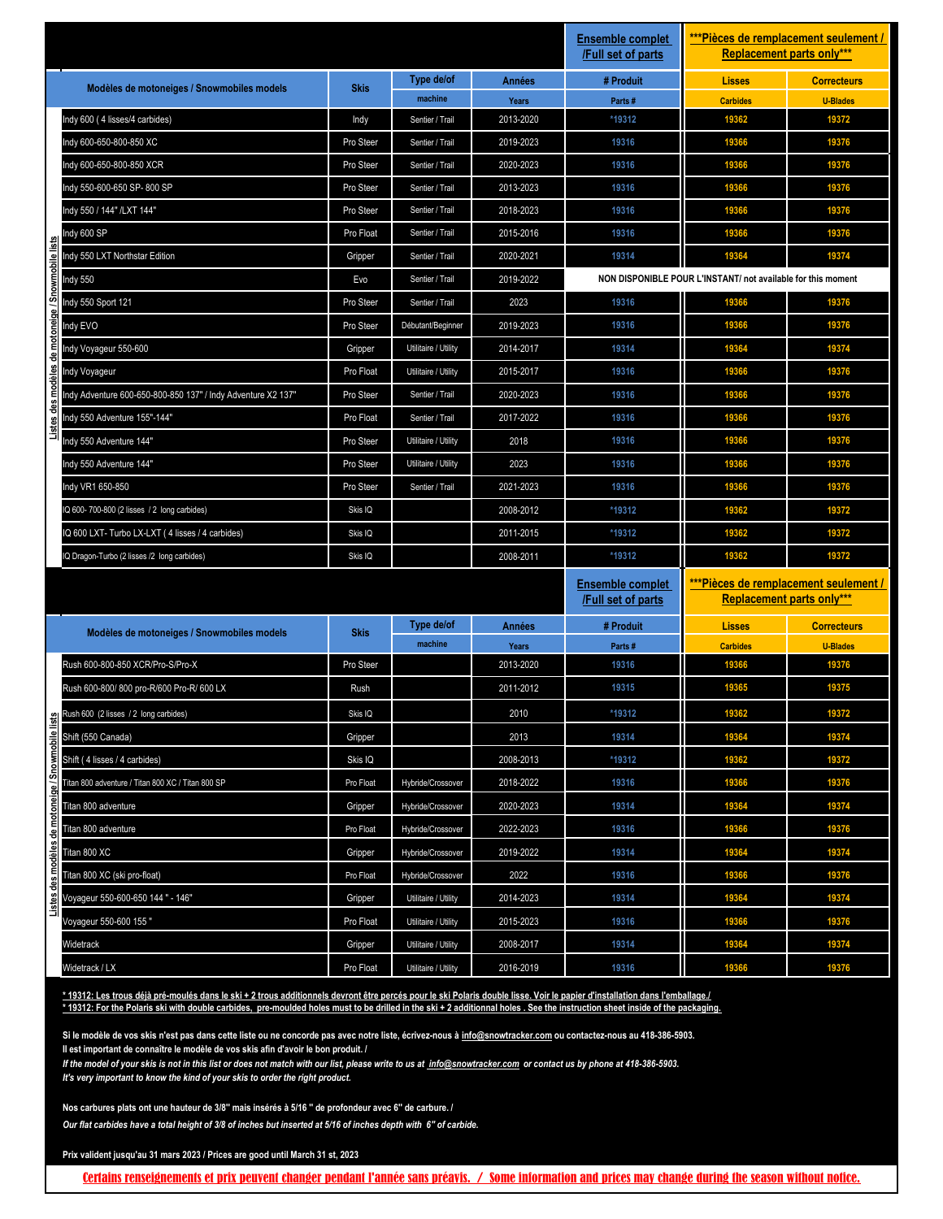| Modèles de motoneiges / Snowmobiles models | Skis | Type de/of machine | Années Years | Ensemble complet /Full set of parts # Produit Parts # | ***Pièces de remplacement seulement / Replacement parts only*** Lisses Carbides | Correcteurs U-Blades |
|---|---|---|---|---|---|---|
| Indy 600 ( 4 lisses/4 carbides) | Indy | Sentier / Trail | 2013-2020 | *19312 | 19362 | 19372 |
| Indy 600-650-800-850 XC | Pro Steer | Sentier / Trail | 2019-2023 | 19316 | 19366 | 19376 |
| Indy 600-650-800-850 XCR | Pro Steer | Sentier / Trail | 2020-2023 | 19316 | 19366 | 19376 |
| Indy 550-600-650 SP- 800 SP | Pro Steer | Sentier / Trail | 2013-2023 | 19316 | 19366 | 19376 |
| Indy 550 / 144" /LXT 144" | Pro Steer | Sentier / Trail | 2018-2023 | 19316 | 19366 | 19376 |
| Indy 600 SP | Pro Float | Sentier / Trail | 2015-2016 | 19316 | 19366 | 19376 |
| Indy 550 LXT Northstar Edition | Gripper | Sentier / Trail | 2020-2021 | 19314 | 19364 | 19374 |
| Indy 550 | Evo | Sentier / Trail | 2019-2022 | NON DISPONIBLE POUR L'INSTANT/ not available for this moment | | |
| Indy 550 Sport 121 | Pro Steer | Sentier / Trail | 2023 | 19316 | 19366 | 19376 |
| Indy EVO | Pro Steer | Débutant/Beginner | 2019-2023 | 19316 | 19366 | 19376 |
| Indy Voyageur 550-600 | Gripper | Utilitaire / Utility | 2014-2017 | 19314 | 19364 | 19374 |
| Indy Voyageur | Pro Float | Utilitaire / Utility | 2015-2017 | 19316 | 19366 | 19376 |
| Indy Adventure 600-650-800-850 137" / Indy Adventure X2 137" | Pro Steer | Sentier / Trail | 2020-2023 | 19316 | 19366 | 19376 |
| Indy 550 Adventure 155"-144" | Pro Float | Sentier / Trail | 2017-2022 | 19316 | 19366 | 19376 |
| Indy 550 Adventure 144" | Pro Steer | Utilitaire / Utility | 2018 | 19316 | 19366 | 19376 |
| Indy 550 Adventure 144" | Pro Steer | Utilitaire / Utility | 2023 | 19316 | 19366 | 19376 |
| Indy VR1 650-850 | Pro Steer | Sentier / Trail | 2021-2023 | 19316 | 19366 | 19376 |
| IQ 600- 700-800 (2 lisses / 2 long carbides) | Skis IQ | | 2008-2012 | *19312 | 19362 | 19372 |
| IQ 600 LXT- Turbo LX-LXT ( 4 lisses / 4 carbides) | Skis IQ | | 2011-2015 | *19312 | 19362 | 19372 |
| IQ Dragon-Turbo (2 lisses /2 long carbides) | Skis IQ | | 2008-2011 | *19312 | 19362 | 19372 |

| Modèles de motoneiges / Snowmobiles models | Skis | Type de/of machine | Années Years | Ensemble complet /Full set of parts # Produit Parts # | ***Pièces de remplacement seulement / Replacement parts only*** Lisses Carbides | Correcteurs U-Blades |
|---|---|---|---|---|---|---|
| Rush 600-800-850 XCR/Pro-S/Pro-X | Pro Steer | | 2013-2020 | 19316 | 19366 | 19376 |
| Rush 600-800/ 800 pro-R/600 Pro-R/ 600 LX | Rush | | 2011-2012 | 19315 | 19365 | 19375 |
| Rush 600 (2 lisses / 2 long carbides) | Skis IQ | | 2010 | *19312 | 19362 | 19372 |
| Shift (550 Canada) | Gripper | | 2013 | 19314 | 19364 | 19374 |
| Shift ( 4 lisses / 4 carbides) | Skis IQ | | 2008-2013 | *19312 | 19362 | 19372 |
| Titan 800 adventure / Titan 800 XC / Titan 800 SP | Pro Float | Hybride/Crossover | 2018-2022 | 19316 | 19366 | 19376 |
| Titan 800 adventure | Gripper | Hybride/Crossover | 2020-2023 | 19314 | 19364 | 19374 |
| Titan 800 adventure | Pro Float | Hybride/Crossover | 2022-2023 | 19316 | 19366 | 19376 |
| Titan 800 XC | Gripper | Hybride/Crossover | 2019-2022 | 19314 | 19364 | 19374 |
| Titan 800 XC (ski pro-float) | Pro Float | Hybride/Crossover | 2022 | 19316 | 19366 | 19376 |
| Voyageur 550-600-650 144 " - 146" | Gripper | Utilitaire / Utility | 2014-2023 | 19314 | 19364 | 19374 |
| Voyageur 550-600 155 " | Pro Float | Utilitaire / Utility | 2015-2023 | 19316 | 19366 | 19376 |
| Widetrack | Gripper | Utilitaire / Utility | 2008-2017 | 19314 | 19364 | 19374 |
| Widetrack / LX | Pro Float | Utilitaire / Utility | 2016-2019 | 19316 | 19366 | 19376 |

Listes des modèles de motoneige / Snowmobile lists

**\* 19312: Les trous déjà pré-moulés dans le ski + 2 trous additionnels devront être percés pour le ski Polaris double lisse. Voir le papier d'installation dans l'emballage./**
**\* 19312: For the Polaris ski with double carbides, pre-moulded holes must to be drilled in the ski + 2 additionnal holes . See the instruction sheet inside of the packaging.**

**Si le modèle de vos skis n'est pas dans cette liste ou ne concorde pas avec notre liste, écrivez-nous à info@snowtracker.com ou contactez-nous au 418-386-5903.**
**Il est important de connaître le modèle de vos skis afin d'avoir le bon produit. /**
***If the model of your skis is not in this list or does not match with our list, please write to us at info@snowtracker.com or contact us by phone at 418-386-5903.***
***It's very important to know the kind of your skis to order the right product.***

**Nos carbures plats ont une hauteur de 3/8" mais insérés à 5/16 " de profondeur avec 6" de carbure. /**
***Our flat carbides have a total height of 3/8 of inches but inserted at 5/16 of inches depth with 6" of carbide.***

**Prix valident jusqu'au 31 mars 2023 / Prices are good until March 31 st, 2023**

**Certains renseignements et prix peuvent changer pendant l'année sans préavis. / Some information and prices may change during the season without notice.**